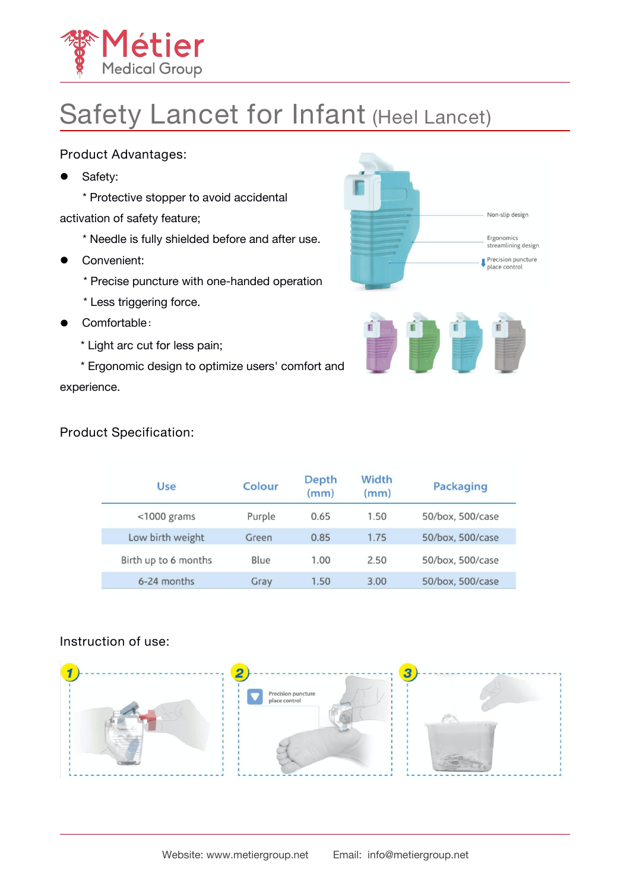# Métier Medical Group

# Safety Lancet for Infant (Heel Lancet)

## Product Advantages:

- Safety:
  
  * Protective stopper to avoid accidental activation of safety feature;
  
  * Needle is fully shielded before and after use.
- Convenient:
  
  * Precise puncture with one-handed operation
  
  * Less triggering force.
- Comfortable：
  
  * Light arc cut for less pain;
  
  * Ergonomic design to optimize users' comfort and experience.

Non-slip design

Ergonomics streamlining design

Precision puncture place control

## Product Specification:

| Use | Colour | Depth (mm) | Width (mm) | Packaging |
|---|---|---|---|---|
| <1000 grams | Purple | 0.65 | 1.50 | 50/box, 500/case |
| Low birth weight | Green | 0.85 | 1.75 | 50/box, 500/case |
| Birth up to 6 months | Blue | 1.00 | 2.50 | 50/box, 500/case |
| 6-24 months | Gray | 1.50 | 3.00 | 50/box, 500/case |

## Instruction of use:

1

2 Precision puncture place control

3

Website: www.metiergroup.net Email: info@metiergroup.net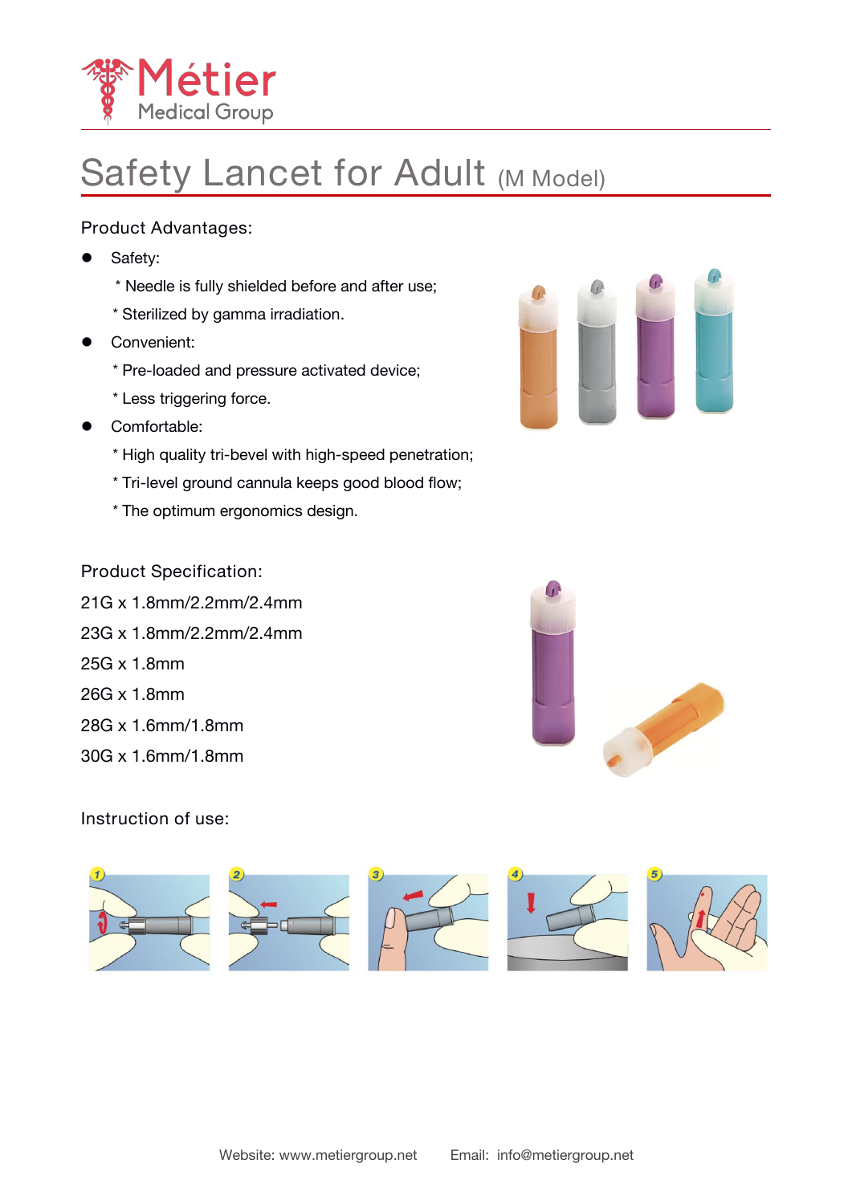# Safety Lancet for Adult (M Model)

Product Advantages:

- Safety:
  - * Needle is fully shielded before and after use;
  - * Sterilized by gamma irradiation.
- Convenient:
  - * Pre-loaded and pressure activated device;
  - * Less triggering force.
- Comfortable:
  - * High quality tri-bevel with high-speed penetration;
  - * Tri-level ground cannula keeps good blood flow;
  - * The optimum ergonomics design.

Product Specification:

21G x 1.8mm/2.2mm/2.4mm

23G x 1.8mm/2.2mm/2.4mm

25G x 1.8mm

26G x 1.8mm

28G x 1.6mm/1.8mm

30G x 1.6mm/1.8mm

Instruction of use:

Website: www.metiergroup.net    Email: info@metiergroup.net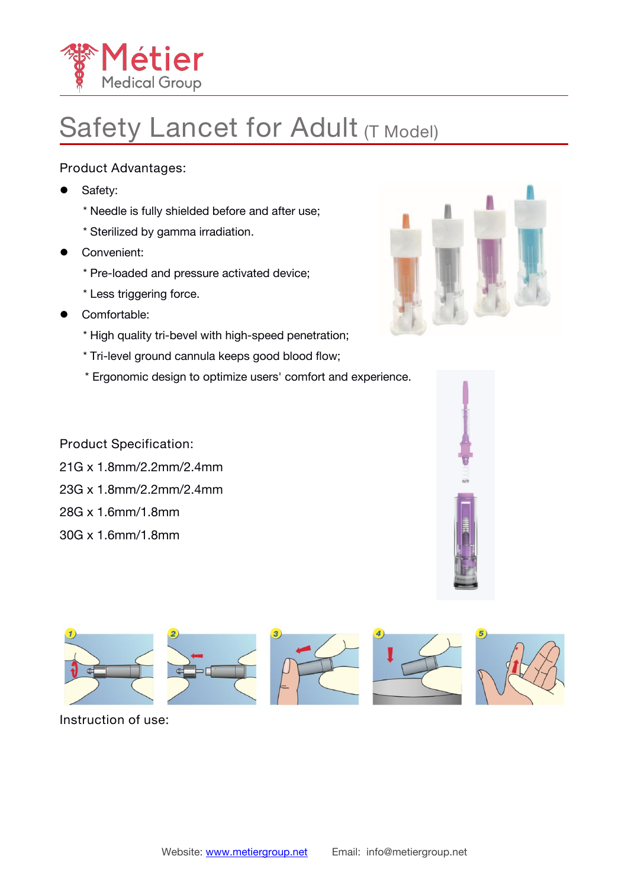# Safety Lancet for Adult (T Model)

Product Advantages:

- Safety:
  * Needle is fully shielded before and after use;
  * Sterilized by gamma irradiation.
- Convenient:
  * Pre-loaded and pressure activated device;
  * Less triggering force.
- Comfortable:
  * High quality tri-bevel with high-speed penetration;
  * Tri-level ground cannula keeps good blood flow;
  * Ergonomic design to optimize users' comfort and experience.

Product Specification:

21G x 1.8mm/2.2mm/2.4mm

23G x 1.8mm/2.2mm/2.4mm

28G x 1.6mm/1.8mm

30G x 1.6mm/1.8mm

Instruction of use:

Website: www.metiergroup.net Email: info@metiergroup.net